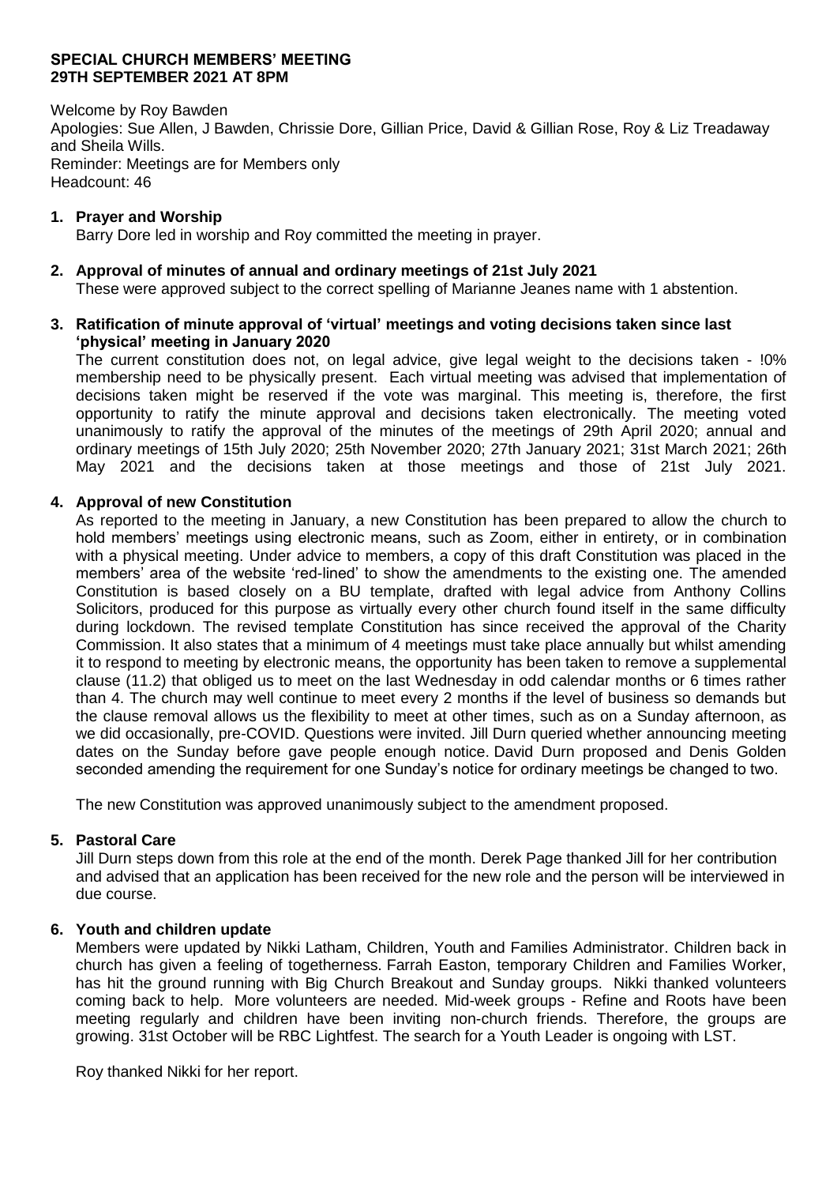**SPECIAL CHURCH MEMBERS' MEETING**
**29TH SEPTEMBER 2021 AT 8PM**

Welcome by Roy Bawden
Apologies: Sue Allen, J Bawden, Chrissie Dore, Gillian Price, David & Gillian Rose, Roy & Liz Treadaway and Sheila Wills.
Reminder: Meetings are for Members only
Headcount: 46

1. **Prayer and Worship**
   Barry Dore led in worship and Roy committed the meeting in prayer.

2. **Approval of minutes of annual and ordinary meetings of 21st July 2021**
   These were approved subject to the correct spelling of Marianne Jeanes name with 1 abstention.

3. **Ratification of minute approval of 'virtual' meetings and voting decisions taken since last 'physical' meeting in January 2020**
   The current constitution does not, on legal advice, give legal weight to the decisions taken - !0% membership need to be physically present. Each virtual meeting was advised that implementation of decisions taken might be reserved if the vote was marginal. This meeting is, therefore, the first opportunity to ratify the minute approval and decisions taken electronically. The meeting voted unanimously to ratify the approval of the minutes of the meetings of 29th April 2020; annual and ordinary meetings of 15th July 2020; 25th November 2020; 27th January 2021; 31st March 2021; 26th May 2021 and the decisions taken at those meetings and those of 21st July 2021.

4. **Approval of new Constitution**
   As reported to the meeting in January, a new Constitution has been prepared to allow the church to hold members' meetings using electronic means, such as Zoom, either in entirety, or in combination with a physical meeting. Under advice to members, a copy of this draft Constitution was placed in the members' area of the website 'red-lined' to show the amendments to the existing one. The amended Constitution is based closely on a BU template, drafted with legal advice from Anthony Collins Solicitors, produced for this purpose as virtually every other church found itself in the same difficulty during lockdown. The revised template Constitution has since received the approval of the Charity Commission. It also states that a minimum of 4 meetings must take place annually but whilst amending it to respond to meeting by electronic means, the opportunity has been taken to remove a supplemental clause (11.2) that obliged us to meet on the last Wednesday in odd calendar months or 6 times rather than 4. The church may well continue to meet every 2 months if the level of business so demands but the clause removal allows us the flexibility to meet at other times, such as on a Sunday afternoon, as we did occasionally, pre-COVID. Questions were invited. Jill Durn queried whether announcing meeting dates on the Sunday before gave people enough notice. David Durn proposed and Denis Golden seconded amending the requirement for one Sunday's notice for ordinary meetings be changed to two.

   The new Constitution was approved unanimously subject to the amendment proposed.

5. **Pastoral Care**
   Jill Durn steps down from this role at the end of the month. Derek Page thanked Jill for her contribution and advised that an application has been received for the new role and the person will be interviewed in due course.

6. **Youth and children update**
   Members were updated by Nikki Latham, Children, Youth and Families Administrator. Children back in church has given a feeling of togetherness. Farrah Easton, temporary Children and Families Worker, has hit the ground running with Big Church Breakout and Sunday groups. Nikki thanked volunteers coming back to help. More volunteers are needed. Mid-week groups - Refine and Roots have been meeting regularly and children have been inviting non-church friends. Therefore, the groups are growing. 31st October will be RBC Lightfest. The search for a Youth Leader is ongoing with LST.

   Roy thanked Nikki for her report.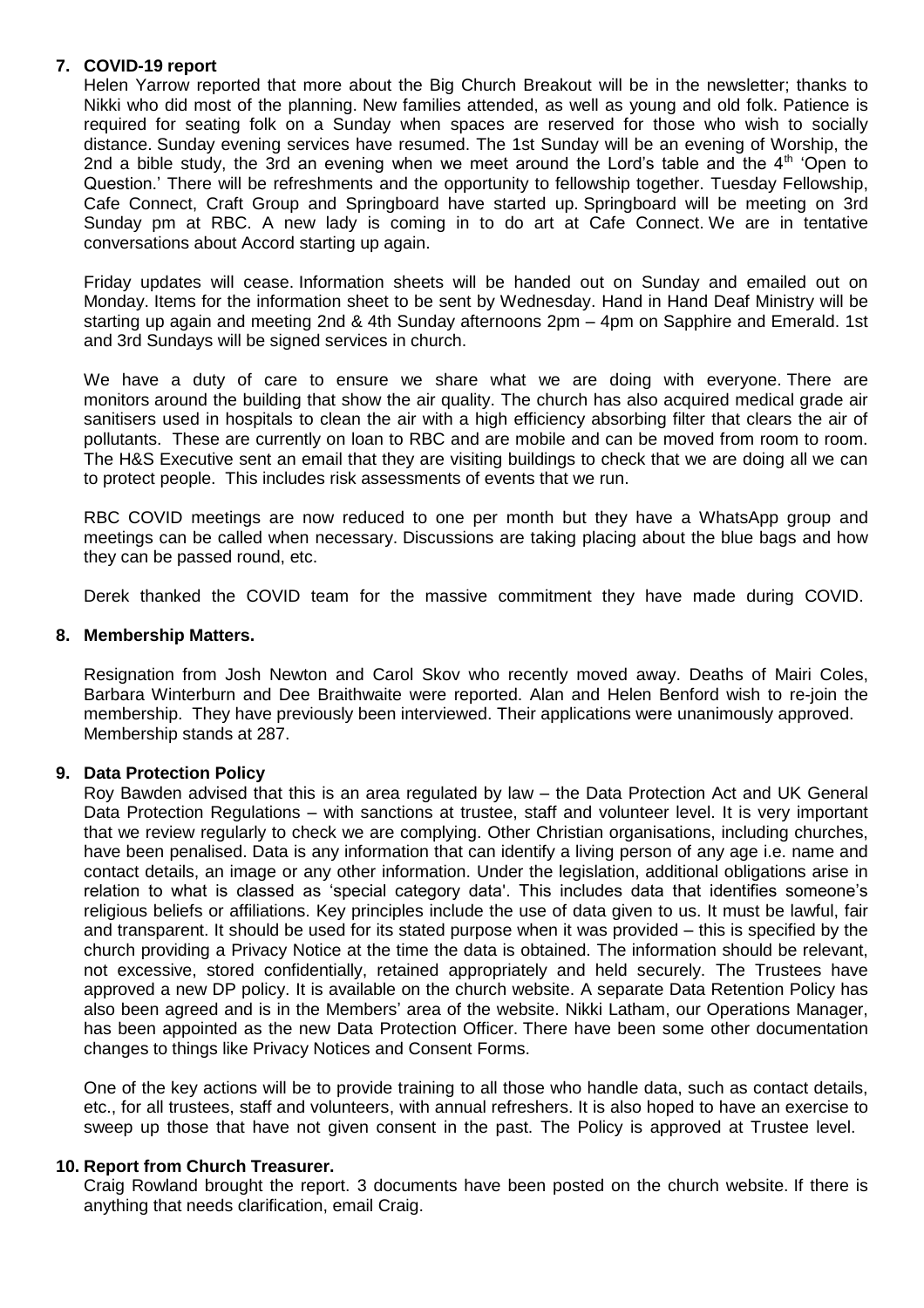**7. COVID-19 report**

Helen Yarrow reported that more about the Big Church Breakout will be in the newsletter; thanks to Nikki who did most of the planning. New families attended, as well as young and old folk. Patience is required for seating folk on a Sunday when spaces are reserved for those who wish to socially distance. Sunday evening services have resumed. The 1st Sunday will be an evening of Worship, the 2nd a bible study, the 3rd an evening when we meet around the Lord's table and the 4th 'Open to Question.' There will be refreshments and the opportunity to fellowship together. Tuesday Fellowship, Cafe Connect, Craft Group and Springboard have started up. Springboard will be meeting on 3rd Sunday pm at RBC. A new lady is coming in to do art at Cafe Connect. We are in tentative conversations about Accord starting up again.

Friday updates will cease. Information sheets will be handed out on Sunday and emailed out on Monday. Items for the information sheet to be sent by Wednesday. Hand in Hand Deaf Ministry will be starting up again and meeting 2nd & 4th Sunday afternoons 2pm – 4pm on Sapphire and Emerald. 1st and 3rd Sundays will be signed services in church.

We have a duty of care to ensure we share what we are doing with everyone. There are monitors around the building that show the air quality. The church has also acquired medical grade air sanitisers used in hospitals to clean the air with a high efficiency absorbing filter that clears the air of pollutants. These are currently on loan to RBC and are mobile and can be moved from room to room. The H&S Executive sent an email that they are visiting buildings to check that we are doing all we can to protect people. This includes risk assessments of events that we run.

RBC COVID meetings are now reduced to one per month but they have a WhatsApp group and meetings can be called when necessary. Discussions are taking placing about the blue bags and how they can be passed round, etc.

Derek thanked the COVID team for the massive commitment they have made during COVID.

**8. Membership Matters.**

Resignation from Josh Newton and Carol Skov who recently moved away. Deaths of Mairi Coles, Barbara Winterburn and Dee Braithwaite were reported. Alan and Helen Benford wish to re-join the membership. They have previously been interviewed. Their applications were unanimously approved. Membership stands at 287.

**9. Data Protection Policy**

Roy Bawden advised that this is an area regulated by law – the Data Protection Act and UK General Data Protection Regulations – with sanctions at trustee, staff and volunteer level. It is very important that we review regularly to check we are complying. Other Christian organisations, including churches, have been penalised. Data is any information that can identify a living person of any age i.e. name and contact details, an image or any other information. Under the legislation, additional obligations arise in relation to what is classed as 'special category data'. This includes data that identifies someone's religious beliefs or affiliations. Key principles include the use of data given to us. It must be lawful, fair and transparent. It should be used for its stated purpose when it was provided – this is specified by the church providing a Privacy Notice at the time the data is obtained. The information should be relevant, not excessive, stored confidentially, retained appropriately and held securely. The Trustees have approved a new DP policy. It is available on the church website. A separate Data Retention Policy has also been agreed and is in the Members' area of the website. Nikki Latham, our Operations Manager, has been appointed as the new Data Protection Officer. There have been some other documentation changes to things like Privacy Notices and Consent Forms.

One of the key actions will be to provide training to all those who handle data, such as contact details, etc., for all trustees, staff and volunteers, with annual refreshers. It is also hoped to have an exercise to sweep up those that have not given consent in the past. The Policy is approved at Trustee level.

**10. Report from Church Treasurer.**

Craig Rowland brought the report. 3 documents have been posted on the church website. If there is anything that needs clarification, email Craig.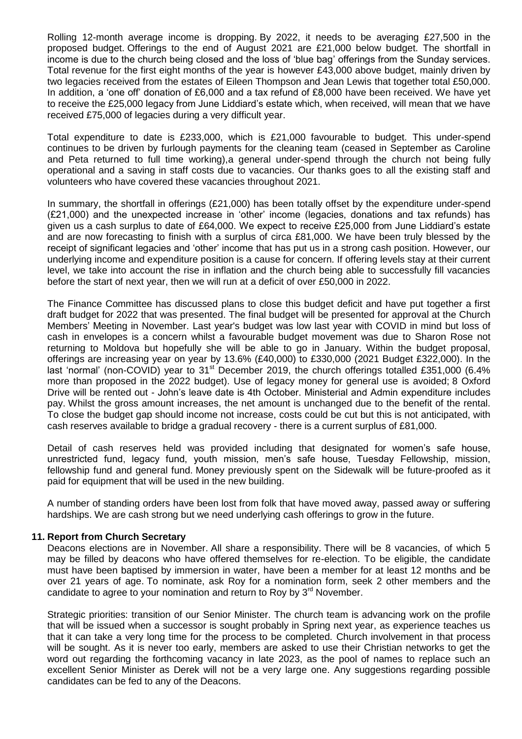Rolling 12-month average income is dropping. By 2022, it needs to be averaging £27,500 in the proposed budget. Offerings to the end of August 2021 are £21,000 below budget. The shortfall in income is due to the church being closed and the loss of 'blue bag' offerings from the Sunday services. Total revenue for the first eight months of the year is however £43,000 above budget, mainly driven by two legacies received from the estates of Eileen Thompson and Jean Lewis that together total £50,000. In addition, a 'one off' donation of £6,000 and a tax refund of £8,000 have been received. We have yet to receive the £25,000 legacy from June Liddiard's estate which, when received, will mean that we have received £75,000 of legacies during a very difficult year.

Total expenditure to date is £233,000, which is £21,000 favourable to budget. This under-spend continues to be driven by furlough payments for the cleaning team (ceased in September as Caroline and Peta returned to full time working),a general under-spend through the church not being fully operational and a saving in staff costs due to vacancies. Our thanks goes to all the existing staff and volunteers who have covered these vacancies throughout 2021.

In summary, the shortfall in offerings (£21,000) has been totally offset by the expenditure under-spend (£21,000) and the unexpected increase in 'other' income (legacies, donations and tax refunds) has given us a cash surplus to date of £64,000. We expect to receive £25,000 from June Liddiard's estate and are now forecasting to finish with a surplus of circa £81,000. We have been truly blessed by the receipt of significant legacies and 'other' income that has put us in a strong cash position. However, our underlying income and expenditure position is a cause for concern. If offering levels stay at their current level, we take into account the rise in inflation and the church being able to successfully fill vacancies before the start of next year, then we will run at a deficit of over £50,000 in 2022.

The Finance Committee has discussed plans to close this budget deficit and have put together a first draft budget for 2022 that was presented. The final budget will be presented for approval at the Church Members' Meeting in November. Last year's budget was low last year with COVID in mind but loss of cash in envelopes is a concern whilst a favourable budget movement was due to Sharon Rose not returning to Moldova but hopefully she will be able to go in January. Within the budget proposal, offerings are increasing year on year by 13.6% (£40,000) to £330,000 (2021 Budget £322,000). In the last 'normal' (non-COVID) year to 31st December 2019, the church offerings totalled £351,000 (6.4% more than proposed in the 2022 budget). Use of legacy money for general use is avoided; 8 Oxford Drive will be rented out - John's leave date is 4th October. Ministerial and Admin expenditure includes pay. Whilst the gross amount increases, the net amount is unchanged due to the benefit of the rental. To close the budget gap should income not increase, costs could be cut but this is not anticipated, with cash reserves available to bridge a gradual recovery - there is a current surplus of £81,000.

Detail of cash reserves held was provided including that designated for women's safe house, unrestricted fund, legacy fund, youth mission, men's safe house, Tuesday Fellowship, mission, fellowship fund and general fund. Money previously spent on the Sidewalk will be future-proofed as it paid for equipment that will be used in the new building.

A number of standing orders have been lost from folk that have moved away, passed away or suffering hardships. We are cash strong but we need underlying cash offerings to grow in the future.

**11. Report from Church Secretary**

Deacons elections are in November. All share a responsibility. There will be 8 vacancies, of which 5 may be filled by deacons who have offered themselves for re-election. To be eligible, the candidate must have been baptised by immersion in water, have been a member for at least 12 months and be over 21 years of age. To nominate, ask Roy for a nomination form, seek 2 other members and the candidate to agree to your nomination and return to Roy by 3rd November.

Strategic priorities: transition of our Senior Minister. The church team is advancing work on the profile that will be issued when a successor is sought probably in Spring next year, as experience teaches us that it can take a very long time for the process to be completed. Church involvement in that process will be sought. As it is never too early, members are asked to use their Christian networks to get the word out regarding the forthcoming vacancy in late 2023, as the pool of names to replace such an excellent Senior Minister as Derek will not be a very large one. Any suggestions regarding possible candidates can be fed to any of the Deacons.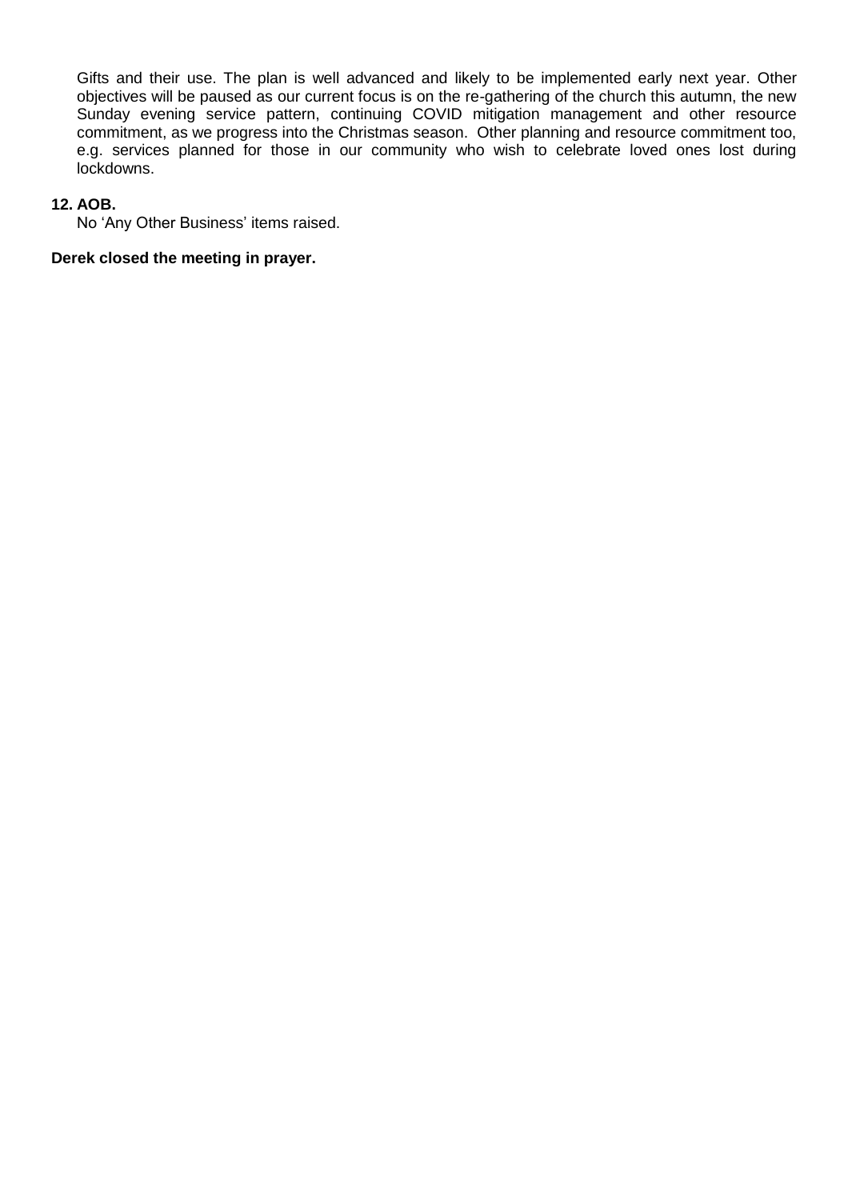Gifts and their use. The plan is well advanced and likely to be implemented early next year. Other objectives will be paused as our current focus is on the re-gathering of the church this autumn, the new Sunday evening service pattern, continuing COVID mitigation management and other resource commitment, as we progress into the Christmas season. Other planning and resource commitment too, e.g. services planned for those in our community who wish to celebrate loved ones lost during lockdowns.

**12. AOB.**

No 'Any Other Business' items raised.

**Derek closed the meeting in prayer.**